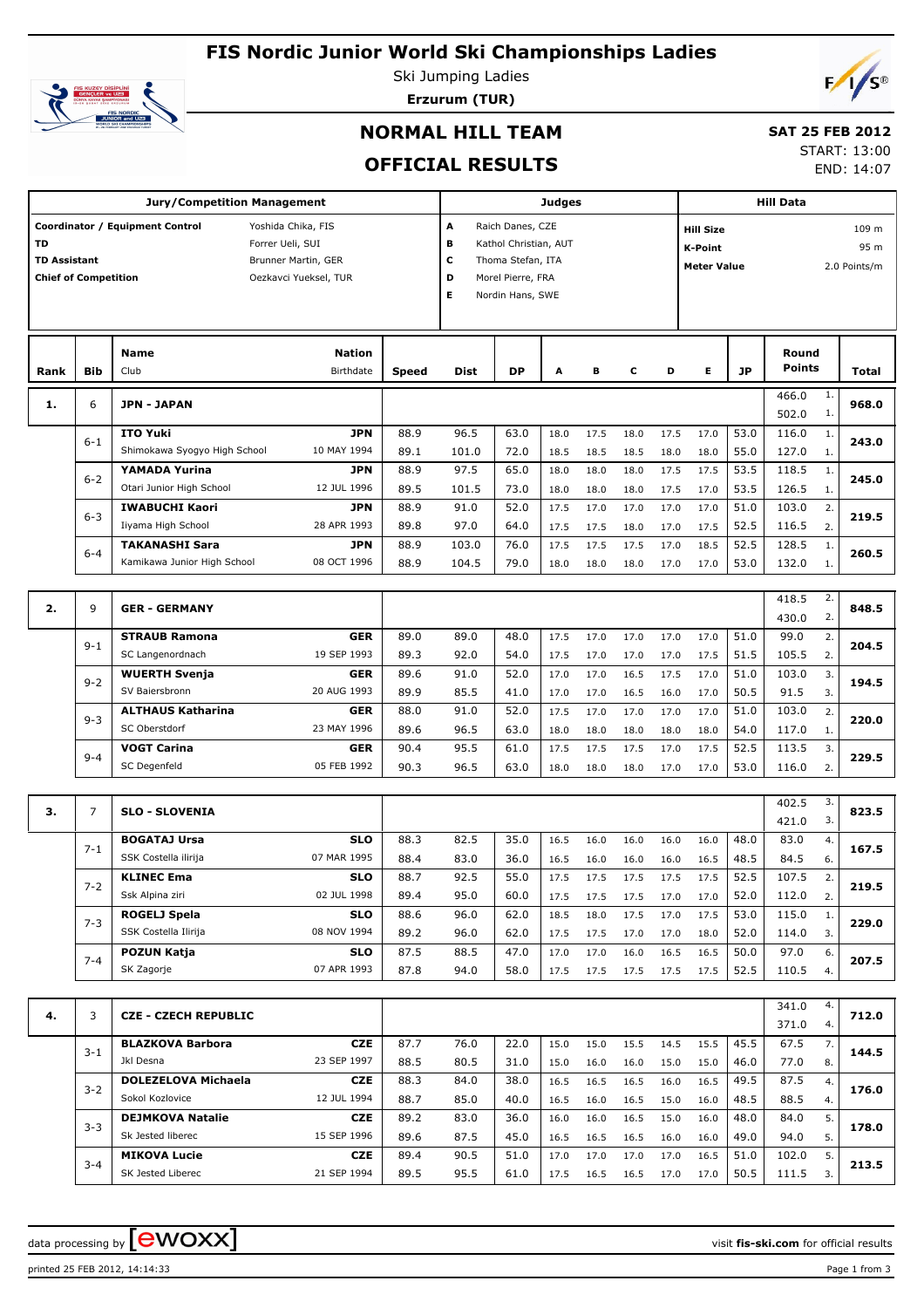# FIS Nordic Junior World Ski Championships Ladies

Ski Jumping Ladies

**Erzurum (TUR)**

## NORMAL HILL TEAM

## OFFICIAL RESULTS

**SAT 25 FEB 2012**

START: 13:00

END: 14:07

| Jury/Competition Management | | Judges | | Hill Data | |
|---|---|---|---|---|---|
| Coordinator / Equipment Control | Yoshida Chika, FIS | A | Raich Danes, CZE | Hill Size | 109 m |
| TD | Forrer Ueli, SUI | B | Kathol Christian, AUT | K-Point | 95 m |
| TD Assistant | Brunner Martin, GER | C | Thoma Stefan, ITA | Meter Value | 2.0 Points/m |
| Chief of Competition | Oezkavci Yueksel, TUR | D | Morel Pierre, FRA | | |
| | | E | Nordin Hans, SWE | | |

| Rank | Bib | Name / Club | Nation / Birthdate | Speed | Dist | DP | A | B | C | D | E | JP | Round Points | | Total |
|---|---|---|---|---|---|---|---|---|---|---|---|---|---|---|---|
| **1.** | 6 | **JPN - JAPAN** | | | | | | | | | | | 466.0 | 1. | **968.0** |
| | | | | | | | | | | | | | 502.0 | 1. | |
| | 6-1 | **ITO Yuki** | **JPN** | 88.9 | 96.5 | 63.0 | 18.0 | 17.5 | 18.0 | 17.5 | 17.0 | 53.0 | 116.0 | 1. | **243.0** |
| | | Shimokawa Syogyo High School | 10 MAY 1994 | 89.1 | 101.0 | 72.0 | 18.5 | 18.5 | 18.5 | 18.0 | 18.0 | 55.0 | 127.0 | 1. | |
| | 6-2 | **YAMADA Yurina** | **JPN** | 88.9 | 97.5 | 65.0 | 18.0 | 18.0 | 18.0 | 17.5 | 17.5 | 53.5 | 118.5 | 1. | **245.0** |
| | | Otari Junior High School | 12 JUL 1996 | 89.5 | 101.5 | 73.0 | 18.0 | 18.0 | 18.0 | 17.5 | 17.0 | 53.5 | 126.5 | 1. | |
| | 6-3 | **IWABUCHI Kaori** | **JPN** | 88.9 | 91.0 | 52.0 | 17.5 | 17.0 | 17.0 | 17.0 | 17.0 | 51.0 | 103.0 | 2. | **219.5** |
| | | Iiyama High School | 28 APR 1993 | 89.8 | 97.0 | 64.0 | 17.5 | 17.5 | 18.0 | 17.0 | 17.5 | 52.5 | 116.5 | 2. | |
| | 6-4 | **TAKANASHI Sara** | **JPN** | 88.9 | 103.0 | 76.0 | 17.5 | 17.5 | 17.5 | 17.0 | 18.5 | 52.5 | 128.5 | 1. | **260.5** |
| | | Kamikawa Junior High School | 08 OCT 1996 | 88.9 | 104.5 | 79.0 | 18.0 | 18.0 | 18.0 | 17.0 | 17.0 | 53.0 | 132.0 | 1. | |
| **2.** | 9 | **GER - GERMANY** | | | | | | | | | | | 418.5 | 2. | **848.5** |
| | | | | | | | | | | | | | 430.0 | 2. | |
| | 9-1 | **STRAUB Ramona** | **GER** | 89.0 | 89.0 | 48.0 | 17.5 | 17.0 | 17.0 | 17.0 | 17.0 | 51.0 | 99.0 | 2. | **204.5** |
| | | SC Langenordnach | 19 SEP 1993 | 89.3 | 92.0 | 54.0 | 17.5 | 17.0 | 17.0 | 17.0 | 17.5 | 51.5 | 105.5 | 2. | |
| | 9-2 | **WUERTH Svenja** | **GER** | 89.6 | 91.0 | 52.0 | 17.0 | 17.0 | 16.5 | 17.5 | 17.0 | 51.0 | 103.0 | 3. | **194.5** |
| | | SV Baiersbronn | 20 AUG 1993 | 89.9 | 85.5 | 41.0 | 17.0 | 17.0 | 16.5 | 16.0 | 17.0 | 50.5 | 91.5 | 3. | |
| | 9-3 | **ALTHAUS Katharina** | **GER** | 88.0 | 91.0 | 52.0 | 17.5 | 17.0 | 17.0 | 17.0 | 17.0 | 51.0 | 103.0 | 2. | **220.0** |
| | | SC Oberstdorf | 23 MAY 1996 | 89.6 | 96.5 | 63.0 | 18.0 | 18.0 | 18.0 | 18.0 | 18.0 | 54.0 | 117.0 | 1. | |
| | 9-4 | **VOGT Carina** | **GER** | 90.4 | 95.5 | 61.0 | 17.5 | 17.5 | 17.5 | 17.0 | 17.5 | 52.5 | 113.5 | 3. | **229.5** |
| | | SC Degenfeld | 05 FEB 1992 | 90.3 | 96.5 | 63.0 | 18.0 | 18.0 | 18.0 | 17.0 | 17.0 | 53.0 | 116.0 | 2. | |
| **3.** | 7 | **SLO - SLOVENIA** | | | | | | | | | | | 402.5 | 3. | **823.5** |
| | | | | | | | | | | | | | 421.0 | 3. | |
| | 7-1 | **BOGATAJ Ursa** | **SLO** | 88.3 | 82.5 | 35.0 | 16.5 | 16.0 | 16.0 | 16.0 | 16.0 | 48.0 | 83.0 | 4. | **167.5** |
| | | SSK Costella ilirija | 07 MAR 1995 | 88.4 | 83.0 | 36.0 | 16.5 | 16.0 | 16.0 | 16.0 | 16.5 | 48.5 | 84.5 | 6. | |
| | 7-2 | **KLINEC Ema** | **SLO** | 88.7 | 92.5 | 55.0 | 17.5 | 17.5 | 17.5 | 17.5 | 17.5 | 52.5 | 107.5 | 2. | **219.5** |
| | | Ssk Alpina ziri | 02 JUL 1998 | 89.4 | 95.0 | 60.0 | 17.5 | 17.5 | 17.5 | 17.0 | 17.0 | 52.0 | 112.0 | 2. | |
| | 7-3 | **ROGELJ Spela** | **SLO** | 88.6 | 96.0 | 62.0 | 18.5 | 18.0 | 17.5 | 17.0 | 17.5 | 53.0 | 115.0 | 1. | **229.0** |
| | | SSK Costella Ilirija | 08 NOV 1994 | 89.2 | 96.0 | 62.0 | 17.5 | 17.5 | 17.0 | 17.0 | 18.0 | 52.0 | 114.0 | 3. | |
| | 7-4 | **POZUN Katja** | **SLO** | 87.5 | 88.5 | 47.0 | 17.0 | 17.0 | 16.0 | 16.5 | 16.5 | 50.0 | 97.0 | 6. | **207.5** |
| | | SK Zagorje | 07 APR 1993 | 87.8 | 94.0 | 58.0 | 17.5 | 17.5 | 17.5 | 17.5 | 17.5 | 52.5 | 110.5 | 4. | |
| **4.** | 3 | **CZE - CZECH REPUBLIC** | | | | | | | | | | | 341.0 | 4. | **712.0** |
| | | | | | | | | | | | | | 371.0 | 4. | |
| | 3-1 | **BLAZKOVA Barbora** | **CZE** | 87.7 | 76.0 | 22.0 | 15.0 | 15.0 | 15.5 | 14.5 | 15.5 | 45.5 | 67.5 | 7. | **144.5** |
| | | Jkl Desna | 23 SEP 1997 | 88.5 | 80.5 | 31.0 | 15.0 | 16.0 | 16.0 | 15.0 | 15.0 | 46.0 | 77.0 | 8. | |
| | 3-2 | **DOLEZELOVA Michaela** | **CZE** | 88.3 | 84.0 | 38.0 | 16.5 | 16.5 | 16.5 | 16.0 | 16.5 | 49.5 | 87.5 | 4. | **176.0** |
| | | Sokol Kozlovice | 12 JUL 1994 | 88.7 | 85.0 | 40.0 | 16.5 | 16.0 | 16.5 | 15.0 | 16.0 | 48.5 | 88.5 | 4. | |
| | 3-3 | **DEJMKOVA Natalie** | **CZE** | 89.2 | 83.0 | 36.0 | 16.0 | 16.0 | 16.5 | 15.0 | 16.0 | 48.0 | 84.0 | 5. | **178.0** |
| | | Sk Jested liberec | 15 SEP 1996 | 89.6 | 87.5 | 45.0 | 16.5 | 16.5 | 16.5 | 16.0 | 16.0 | 49.0 | 94.0 | 5. | |
| | 3-4 | **MIKOVA Lucie** | **CZE** | 89.4 | 90.5 | 51.0 | 17.0 | 17.0 | 17.0 | 17.0 | 16.5 | 51.0 | 102.0 | 5. | **213.5** |
| | | SK Jested Liberec | 21 SEP 1994 | 89.5 | 95.5 | 61.0 | 17.5 | 16.5 | 16.5 | 17.0 | 17.0 | 50.5 | 111.5 | 3. | |

data processing by ewoxx — visit fis-ski.com for official results

printed 25 FEB 2012, 14:14:33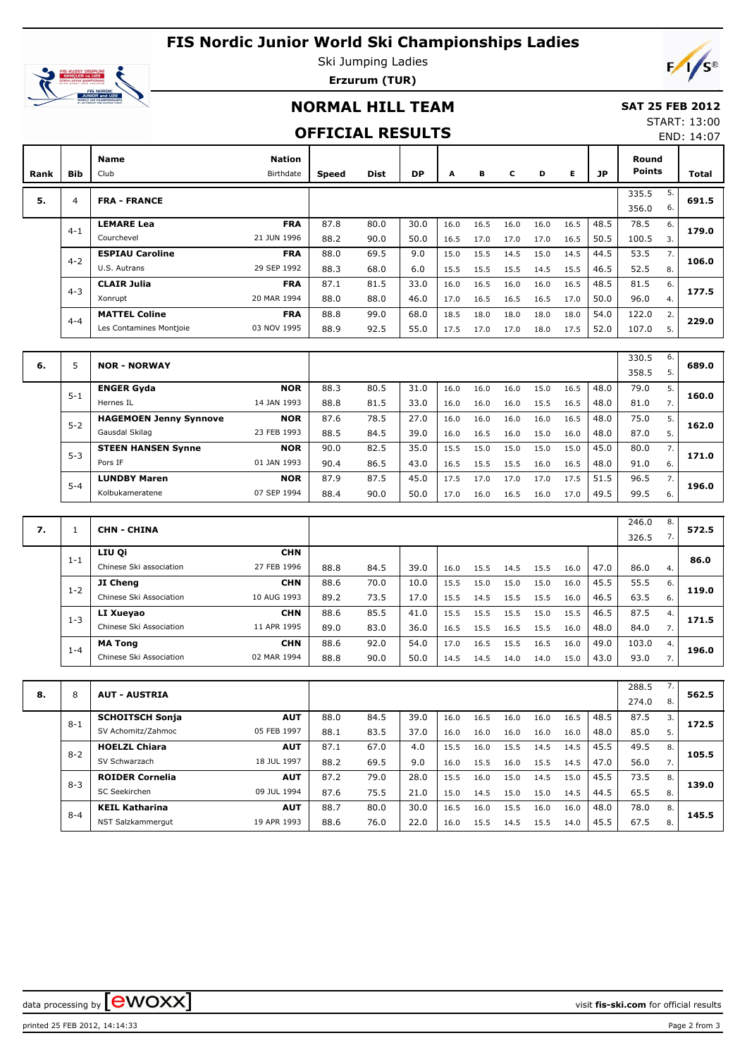# FIS Nordic Junior World Ski Championships Ladies

Ski Jumping Ladies

**Erzurum (TUR)**

## NORMAL HILL TEAM

## OFFICIAL RESULTS

**SAT 25 FEB 2012**

START: 13:00

END: 14:07

| Rank | Bib | Name / Club | Nation / Birthdate | Speed | Dist | DP | A | B | C | D | E | JP | Round Points | | Total |
|---|---|---|---|---|---|---|---|---|---|---|---|---|---|---|---|
| **5.** | 4 | **FRA - FRANCE** | | | | | | | | | | | 335.5 | 5. | **691.5** |
| | | | | | | | | | | | | | 356.0 | 6. | |
| | 4-1 | **LEMARE Lea** | **FRA** | 87.8 | 80.0 | 30.0 | 16.0 | 16.5 | 16.0 | 16.0 | 16.5 | 48.5 | 78.5 | 6. | **179.0** |
| | | Courchevel | 21 JUN 1996 | 88.2 | 90.0 | 50.0 | 16.5 | 17.0 | 17.0 | 17.0 | 16.5 | 50.5 | 100.5 | 3. | |
| | 4-2 | **ESPIAU Caroline** | **FRA** | 88.0 | 69.5 | 9.0 | 15.0 | 15.5 | 14.5 | 15.0 | 14.5 | 44.5 | 53.5 | 7. | **106.0** |
| | | U.S. Autrans | 29 SEP 1992 | 88.3 | 68.0 | 6.0 | 15.5 | 15.5 | 15.5 | 14.5 | 15.5 | 46.5 | 52.5 | 8. | |
| | 4-3 | **CLAIR Julia** | **FRA** | 87.1 | 81.5 | 33.0 | 16.0 | 16.5 | 16.0 | 16.0 | 16.5 | 48.5 | 81.5 | 6. | **177.5** |
| | | Xonrupt | 20 MAR 1994 | 88.0 | 88.0 | 46.0 | 17.0 | 16.5 | 16.5 | 16.5 | 17.0 | 50.0 | 96.0 | 4. | |
| | 4-4 | **MATTEL Coline** | **FRA** | 88.8 | 99.0 | 68.0 | 18.5 | 18.0 | 18.0 | 18.0 | 18.0 | 54.0 | 122.0 | 2. | **229.0** |
| | | Les Contamines Montjoie | 03 NOV 1995 | 88.9 | 92.5 | 55.0 | 17.5 | 17.0 | 17.0 | 18.0 | 17.5 | 52.0 | 107.0 | 5. | |
| **6.** | 5 | **NOR - NORWAY** | | | | | | | | | | | 330.5 | 6. | **689.0** |
| | | | | | | | | | | | | | 358.5 | 5. | |
| | 5-1 | **ENGER Gyda** | **NOR** | 88.3 | 80.5 | 31.0 | 16.0 | 16.0 | 16.0 | 15.0 | 16.5 | 48.0 | 79.0 | 5. | **160.0** |
| | | Hernes IL | 14 JAN 1993 | 88.8 | 81.5 | 33.0 | 16.0 | 16.0 | 16.0 | 15.5 | 16.5 | 48.0 | 81.0 | 7. | |
| | 5-2 | **HAGEMOEN Jenny Synnove** | **NOR** | 87.6 | 78.5 | 27.0 | 16.0 | 16.0 | 16.0 | 16.0 | 16.5 | 48.0 | 75.0 | 5. | **162.0** |
| | | Gausdal Skilag | 23 FEB 1993 | 88.5 | 84.5 | 39.0 | 16.0 | 16.5 | 16.0 | 15.0 | 16.0 | 48.0 | 87.0 | 5. | |
| | 5-3 | **STEEN HANSEN Synne** | **NOR** | 90.0 | 82.5 | 35.0 | 15.5 | 15.0 | 15.0 | 15.0 | 15.0 | 45.0 | 80.0 | 7. | **171.0** |
| | | Pors IF | 01 JAN 1993 | 90.4 | 86.5 | 43.0 | 16.5 | 15.5 | 15.5 | 16.0 | 16.5 | 48.0 | 91.0 | 6. | |
| | 5-4 | **LUNDBY Maren** | **NOR** | 87.9 | 87.5 | 45.0 | 17.5 | 17.0 | 17.0 | 17.0 | 17.5 | 51.5 | 96.5 | 7. | **196.0** |
| | | Kolbukameratene | 07 SEP 1994 | 88.4 | 90.0 | 50.0 | 17.0 | 16.0 | 16.5 | 16.0 | 17.0 | 49.5 | 99.5 | 6. | |
| **7.** | 1 | **CHN - CHINA** | | | | | | | | | | | 246.0 | 8. | **572.5** |
| | | | | | | | | | | | | | 326.5 | 7. | |
| | 1-1 | **LIU Qi** | **CHN** | | | | | | | | | | | | **86.0** |
| | | Chinese Ski association | 27 FEB 1996 | 88.8 | 84.5 | 39.0 | 16.0 | 15.5 | 14.5 | 15.5 | 16.0 | 47.0 | 86.0 | 4. | |
| | 1-2 | **JI Cheng** | **CHN** | 88.6 | 70.0 | 10.0 | 15.5 | 15.0 | 15.0 | 15.0 | 16.0 | 45.5 | 55.5 | 6. | **119.0** |
| | | Chinese Ski Association | 10 AUG 1993 | 89.2 | 73.5 | 17.0 | 15.5 | 14.5 | 15.5 | 15.5 | 16.0 | 46.5 | 63.5 | 6. | |
| | 1-3 | **LI Xueyao** | **CHN** | 88.6 | 85.5 | 41.0 | 15.5 | 15.5 | 15.5 | 15.0 | 15.5 | 46.5 | 87.5 | 4. | **171.5** |
| | | Chinese Ski Association | 11 APR 1995 | 89.0 | 83.0 | 36.0 | 16.5 | 15.5 | 16.5 | 15.5 | 16.0 | 48.0 | 84.0 | 7. | |
| | 1-4 | **MA Tong** | **CHN** | 88.6 | 92.0 | 54.0 | 17.0 | 16.5 | 15.5 | 16.5 | 16.0 | 49.0 | 103.0 | 4. | **196.0** |
| | | Chinese Ski Association | 02 MAR 1994 | 88.8 | 90.0 | 50.0 | 14.5 | 14.5 | 14.0 | 14.0 | 15.0 | 43.0 | 93.0 | 7. | |
| **8.** | 8 | **AUT - AUSTRIA** | | | | | | | | | | | 288.5 | 7. | **562.5** |
| | | | | | | | | | | | | | 274.0 | 8. | |
| | 8-1 | **SCHOITSCH Sonja** | **AUT** | 88.0 | 84.5 | 39.0 | 16.0 | 16.5 | 16.0 | 16.0 | 16.5 | 48.5 | 87.5 | 3. | **172.5** |
| | | SV Achomitz/Zahmoc | 05 FEB 1997 | 88.1 | 83.5 | 37.0 | 16.0 | 16.0 | 16.0 | 16.0 | 16.0 | 48.0 | 85.0 | 5. | |
| | 8-2 | **HOELZL Chiara** | **AUT** | 87.1 | 67.0 | 4.0 | 15.5 | 16.0 | 15.5 | 14.5 | 14.5 | 45.5 | 49.5 | 8. | **105.5** |
| | | SV Schwarzach | 18 JUL 1997 | 88.2 | 69.5 | 9.0 | 16.0 | 15.5 | 16.0 | 15.5 | 14.5 | 47.0 | 56.0 | 7. | |
| | 8-3 | **ROIDER Cornelia** | **AUT** | 87.2 | 79.0 | 28.0 | 15.5 | 16.0 | 15.0 | 14.5 | 15.0 | 45.5 | 73.5 | 8. | **139.0** |
| | | SC Seekirchen | 09 JUL 1994 | 87.6 | 75.5 | 21.0 | 15.0 | 14.5 | 15.0 | 15.0 | 14.5 | 44.5 | 65.5 | 8. | |
| | 8-4 | **KEIL Katharina** | **AUT** | 88.7 | 80.0 | 30.0 | 16.5 | 16.0 | 15.5 | 16.0 | 16.0 | 48.0 | 78.0 | 8. | **145.5** |
| | | NST Salzkammergut | 19 APR 1993 | 88.6 | 76.0 | 22.0 | 16.0 | 15.5 | 14.5 | 15.5 | 14.0 | 45.5 | 67.5 | 8. | |

data processing by ewoxx — visit fis-ski.com for official results

printed 25 FEB 2012, 14:14:33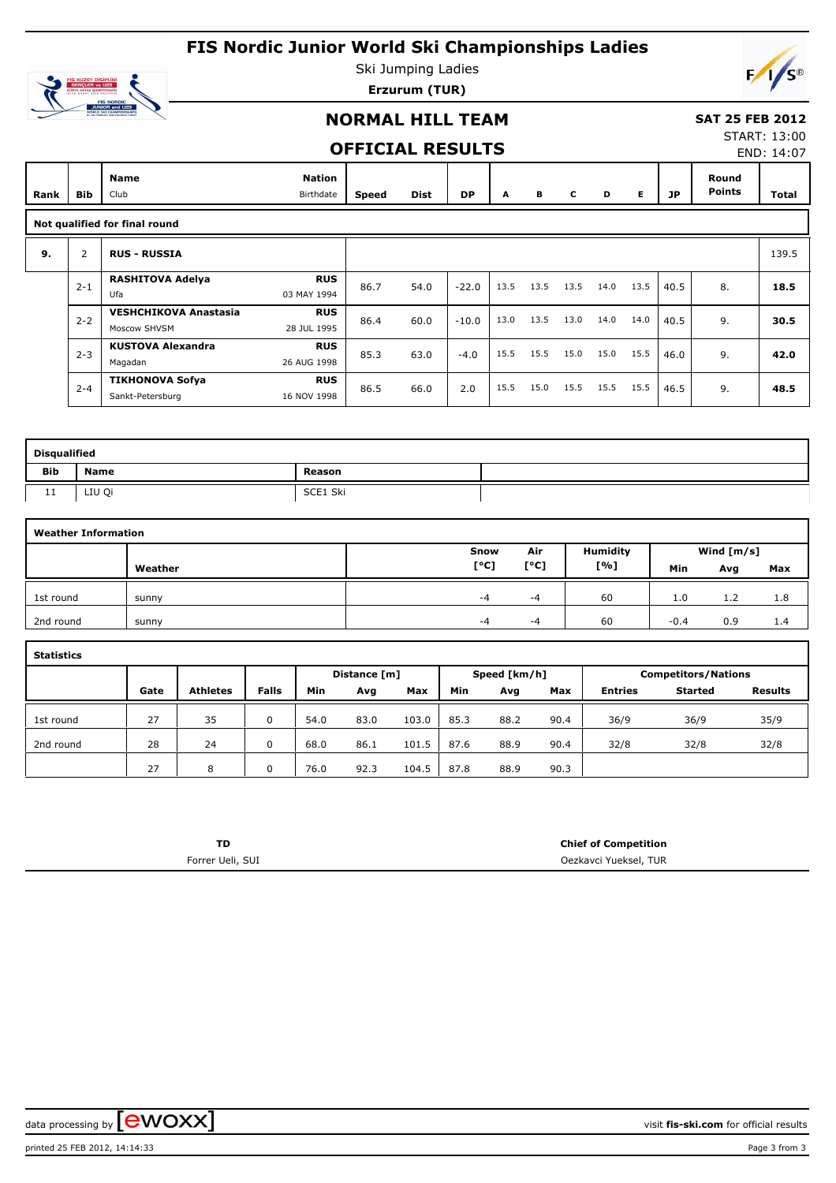# FIS Nordic Junior World Ski Championships Ladies

Ski Jumping Ladies

**Erzurum (TUR)**

## NORMAL HILL TEAM

## OFFICIAL RESULTS

**SAT 25 FEB 2012**

START: 13:00

END: 14:07

| Rank | Bib | Name / Club | Nation / Birthdate | Speed | Dist | DP | A | B | C | D | E | JP | Round Points | Total |
|---|---|---|---|---|---|---|---|---|---|---|---|---|---|---|
| **Not qualified for final round** | | | | | | | | | | | | | | |
| **9.** | 2 | **RUS - RUSSIA** | | | | | | | | | | | | 139.5 |
| | 2-1 | **RASHITOVA Adelya** Ufa | **RUS** 03 MAY 1994 | 86.7 | 54.0 | -22.0 | 13.5 | 13.5 | 13.5 | 14.0 | 13.5 | 40.5 | 8. | **18.5** |
| | 2-2 | **VESHCHIKOVA Anastasia** Moscow SHVSM | **RUS** 28 JUL 1995 | 86.4 | 60.0 | -10.0 | 13.0 | 13.5 | 13.0 | 14.0 | 14.0 | 40.5 | 9. | **30.5** |
| | 2-3 | **KUSTOVA Alexandra** Magadan | **RUS** 26 AUG 1998 | 85.3 | 63.0 | -4.0 | 15.5 | 15.5 | 15.0 | 15.0 | 15.5 | 46.0 | 9. | **42.0** |
| | 2-4 | **TIKHONOVA Sofya** Sankt-Petersburg | **RUS** 16 NOV 1998 | 86.5 | 66.0 | 2.0 | 15.5 | 15.0 | 15.5 | 15.5 | 15.5 | 46.5 | 9. | **48.5** |

**Disqualified**

| Bib | Name | Reason |
|---|---|---|
| 11 | LIU Qi | SCE1 Ski |

**Weather Information**

| | Weather | Snow [°C] | Air [°C] | Humidity [%] | Wind [m/s] Min | Avg | Max |
|---|---|---|---|---|---|---|---|
| 1st round | sunny | -4 | -4 | 60 | 1.0 | 1.2 | 1.8 |
| 2nd round | sunny | -4 | -4 | 60 | -0.4 | 0.9 | 1.4 |

**Statistics**

| | Gate | Athletes | Falls | Distance [m] Min | Avg | Max | Speed [km/h] Min | Avg | Max | Competitors/Nations Entries | Started | Results |
|---|---|---|---|---|---|---|---|---|---|---|---|---|
| 1st round | 27 | 35 | 0 | 54.0 | 83.0 | 103.0 | 85.3 | 88.2 | 90.4 | 36/9 | 36/9 | 35/9 |
| 2nd round | 28 | 24 | 0 | 68.0 | 86.1 | 101.5 | 87.6 | 88.9 | 90.4 | 32/8 | 32/8 | 32/8 |
| | 27 | 8 | 0 | 76.0 | 92.3 | 104.5 | 87.8 | 88.9 | 90.3 | | | |

**TD**
Forrer Ueli, SUI

**Chief of Competition**
Oezkavci Yueksel, TUR

data processing by ewoxx — visit **fis-ski.com** for official results

printed 25 FEB 2012, 14:14:33